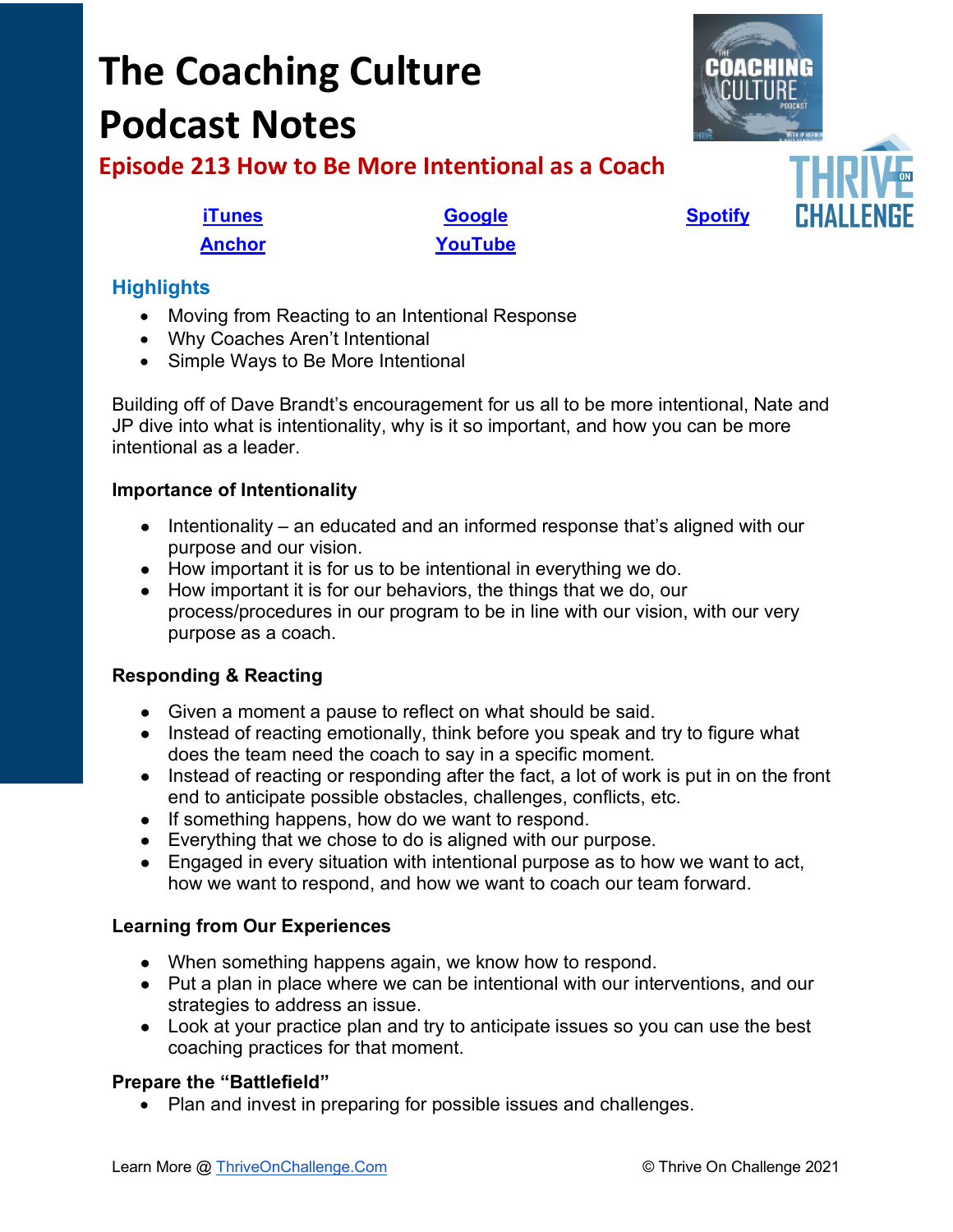# The Coaching Culture Podcast Notes

## Episode 213 How to Be More Intentional as a Coach

| iTunes | Google | Spotify |
|---|---|---|
| Anchor | YouTube | |

### Highlights

- Moving from Reacting to an Intentional Response
- Why Coaches Aren't Intentional
- Simple Ways to Be More Intentional

Building off of Dave Brandt's encouragement for us all to be more intentional, Nate and JP dive into what is intentionality, why is it so important, and how you can be more intentional as a leader.

**Importance of Intentionality**

- Intentionality – an educated and an informed response that's aligned with our purpose and our vision.
- How important it is for us to be intentional in everything we do.
- How important it is for our behaviors, the things that we do, our process/procedures in our program to be in line with our vision, with our very purpose as a coach.

**Responding & Reacting**

- Given a moment a pause to reflect on what should be said.
- Instead of reacting emotionally, think before you speak and try to figure what does the team need the coach to say in a specific moment.
- Instead of reacting or responding after the fact, a lot of work is put in on the front end to anticipate possible obstacles, challenges, conflicts, etc.
- If something happens, how do we want to respond.
- Everything that we chose to do is aligned with our purpose.
- Engaged in every situation with intentional purpose as to how we want to act, how we want to respond, and how we want to coach our team forward.

**Learning from Our Experiences**

- When something happens again, we know how to respond.
- Put a plan in place where we can be intentional with our interventions, and our strategies to address an issue.
- Look at your practice plan and try to anticipate issues so you can use the best coaching practices for that moment.

**Prepare the "Battlefield"**

- Plan and invest in preparing for possible issues and challenges.

Learn More @ ThriveOnChallenge.Com © Thrive On Challenge 2021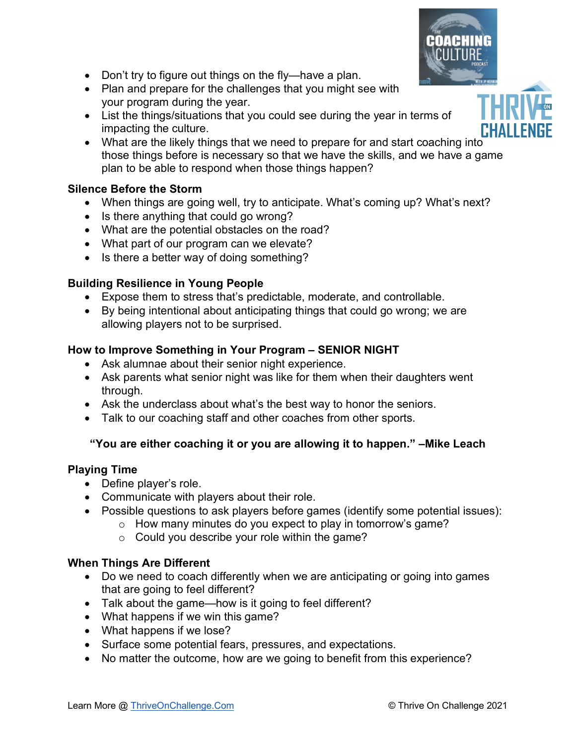- Don't try to figure out things on the fly—have a plan.
- Plan and prepare for the challenges that you might see with your program during the year.
- List the things/situations that you could see during the year in terms of impacting the culture.
- What are the likely things that we need to prepare for and start coaching into those things before is necessary so that we have the skills, and we have a game plan to be able to respond when those things happen?

**Silence Before the Storm**

- When things are going well, try to anticipate. What's coming up? What's next?
- Is there anything that could go wrong?
- What are the potential obstacles on the road?
- What part of our program can we elevate?
- Is there a better way of doing something?

**Building Resilience in Young People**

- Expose them to stress that's predictable, moderate, and controllable.
- By being intentional about anticipating things that could go wrong; we are allowing players not to be surprised.

**How to Improve Something in Your Program – SENIOR NIGHT**

- Ask alumnae about their senior night experience.
- Ask parents what senior night was like for them when their daughters went through.
- Ask the underclass about what's the best way to honor the seniors.
- Talk to our coaching staff and other coaches from other sports.

**"You are either coaching it or you are allowing it to happen." –Mike Leach**

**Playing Time**

- Define player's role.
- Communicate with players about their role.
- Possible questions to ask players before games (identify some potential issues):
  - How many minutes do you expect to play in tomorrow's game?
  - Could you describe your role within the game?

**When Things Are Different**

- Do we need to coach differently when we are anticipating or going into games that are going to feel different?
- Talk about the game—how is it going to feel different?
- What happens if we win this game?
- What happens if we lose?
- Surface some potential fears, pressures, and expectations.
- No matter the outcome, how are we going to benefit from this experience?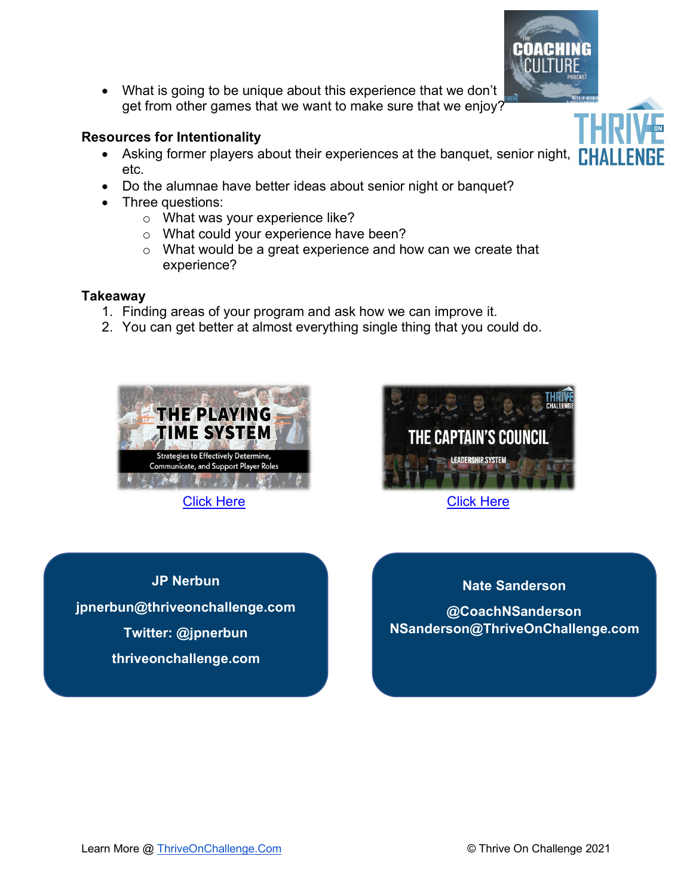- What is going to be unique about this experience that we don't get from other games that we want to make sure that we enjoy?

**Resources for Intentionality**

- Asking former players about their experiences at the banquet, senior night, etc.
- Do the alumnae have better ideas about senior night or banquet?
- Three questions:
  - What was your experience like?
  - What could your experience have been?
  - What would be a great experience and how can we create that experience?

**Takeaway**

1. Finding areas of your program and ask how we can improve it.
2. You can get better at almost everything single thing that you could do.

Click Here

Click Here

**JP Nerbun**

**jpnerbun@thriveonchallenge.com**

**Twitter: @jpnerbun**

**thriveonchallenge.com**

**Nate Sanderson**

**@CoachNSanderson**
**NSanderson@ThriveOnChallenge.com**

Learn More @ ThriveOnChallenge.Com

© Thrive On Challenge 2021